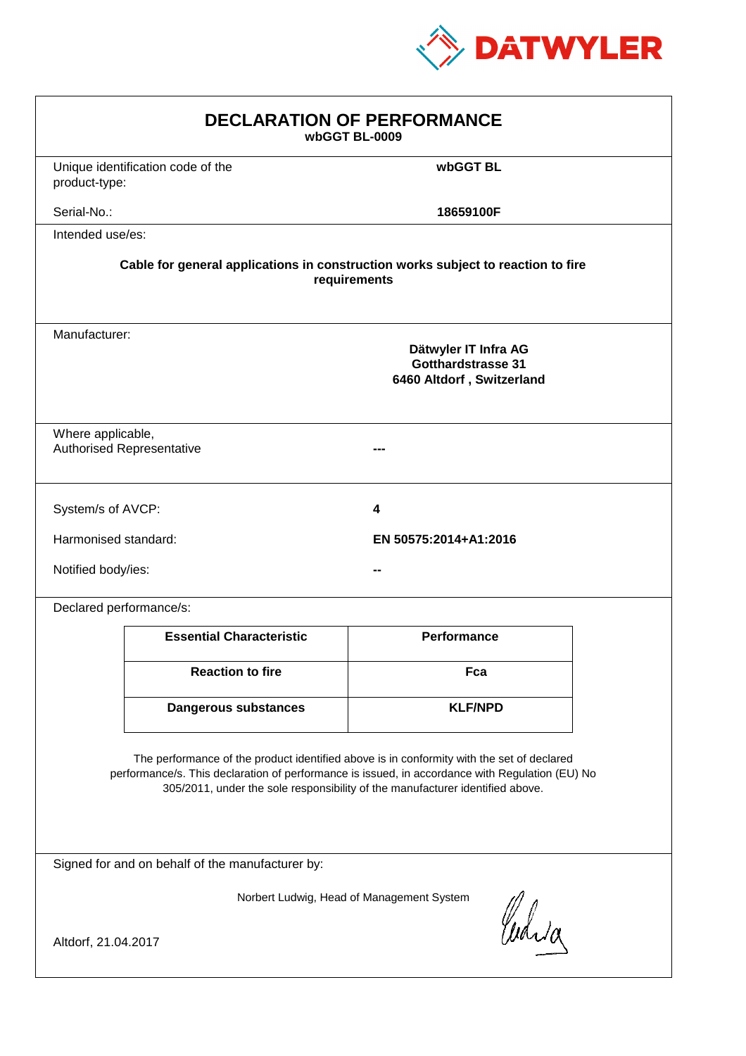DATWYLER

# DECLARATION OF PERFORMANCE

**wbGGT BL-0009**

| | |
|---|---|
| Unique identification code of the product-type: | **wbGGT BL** |
| Serial-No.: | **18659100F** |

Intended use/es:

**Cable for general applications in construction works subject to reaction to fire requirements**

Manufacturer:

**Dätwyler IT Infra AG**
**Gotthardstrasse 31**
**6460 Altdorf , Switzerland**

| | |
|---|---|
| Where applicable, Authorised Representative | **---** |

| | |
|---|---|
| System/s of AVCP: | **4** |
| Harmonised standard: | **EN 50575:2014+A1:2016** |
| Notified body/ies: | **--** |

Declared performance/s:

| Essential Characteristic | Performance |
|---|---|
| **Reaction to fire** | **Fca** |
| **Dangerous substances** | **KLF/NPD** |

The performance of the product identified above is in conformity with the set of declared performance/s. This declaration of performance is issued, in accordance with Regulation (EU) No 305/2011, under the sole responsibility of the manufacturer identified above.

Signed for and on behalf of the manufacturer by:

Norbert Ludwig, Head of Management System

Altdorf, 21.04.2017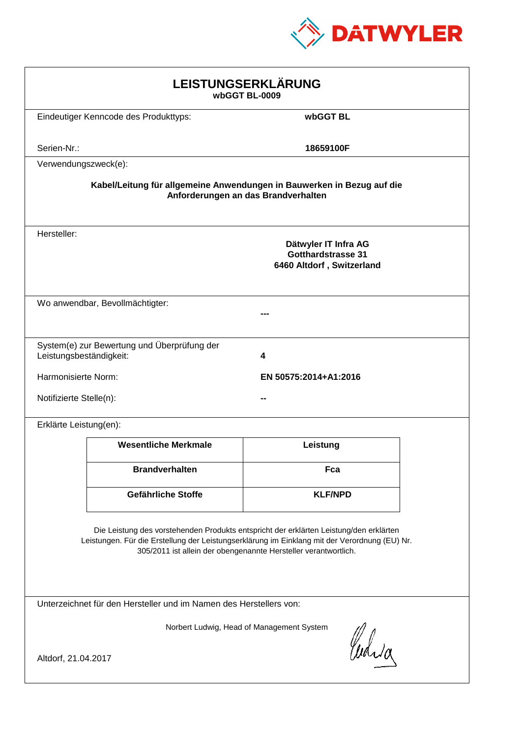DATWYLER

# LEISTUNGSERKLÄRUNG

**wbGGT BL-0009**

Eindeutiger Kenncode des Produkttyps: **wbGGT BL**

Serien-Nr.: **18659100F**

Verwendungszweck(e):

**Kabel/Leitung für allgemeine Anwendungen in Bauwerken in Bezug auf die Anforderungen an das Brandverhalten**

Hersteller:

**Dätwyler IT Infra AG**
**Gotthardstrasse 31**
**6460 Altdorf , Switzerland**

Wo anwendbar, Bevollmächtigter: **---**

System(e) zur Bewertung und Überprüfung der Leistungsbeständigkeit: **4**

Harmonisierte Norm: **EN 50575:2014+A1:2016**

Notifizierte Stelle(n): **--**

Erklärte Leistung(en):

| Wesentliche Merkmale | Leistung |
|---|---|
| **Brandverhalten** | **Fca** |
| **Gefährliche Stoffe** | **KLF/NPD** |

Die Leistung des vorstehenden Produkts entspricht der erklärten Leistung/den erklärten Leistungen. Für die Erstellung der Leistungserklärung im Einklang mit der Verordnung (EU) Nr. 305/2011 ist allein der obengenannte Hersteller verantwortlich.

Unterzeichnet für den Hersteller und im Namen des Herstellers von:

Norbert Ludwig, Head of Management System

Altdorf, 21.04.2017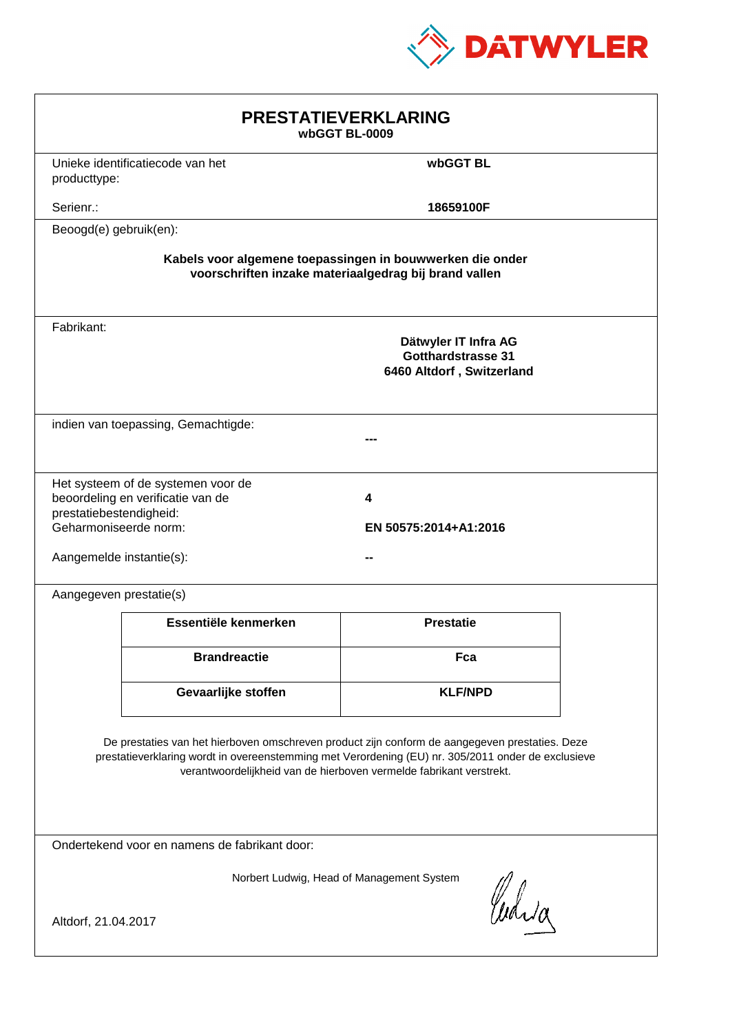DATWYLER

# PRESTATIEVERKLARING

**wbGGT BL-0009**

Unieke identificatiecode van het producttype: **wbGGT BL**

Serienr.: **18659100F**

Beoogd(e) gebruik(en):

**Kabels voor algemene toepassingen in bouwwerken die onder voorschriften inzake materiaalgedrag bij brand vallen**

Fabrikant:

**Dätwyler IT Infra AG**
**Gotthardstrasse 31**
**6460 Altdorf , Switzerland**

indien van toepassing, Gemachtigde: **---**

Het systeem of de systemen voor de beoordeling en verificatie van de prestatiebestendigheid: **4**

Geharmoniseerde norm: **EN 50575:2014+A1:2016**

Aangemelde instantie(s): **--**

Aangegeven prestatie(s)

| Essentiële kenmerken | Prestatie |
|---|---|
| **Brandreactie** | **Fca** |
| **Gevaarlijke stoffen** | **KLF/NPD** |

De prestaties van het hierboven omschreven product zijn conform de aangegeven prestaties. Deze prestatieverklaring wordt in overeenstemming met Verordening (EU) nr. 305/2011 onder de exclusieve verantwoordelijkheid van de hierboven vermelde fabrikant verstrekt.

Ondertekend voor en namens de fabrikant door:

Norbert Ludwig, Head of Management System

Altdorf, 21.04.2017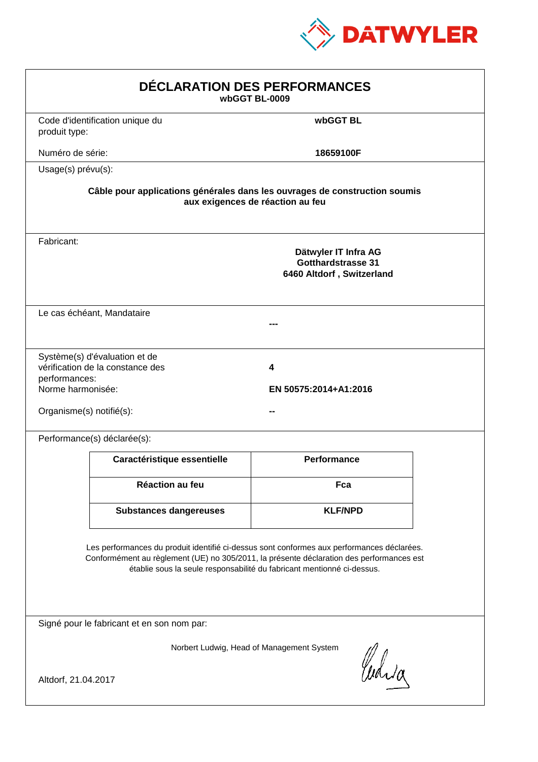DATWYLER

# DÉCLARATION DES PERFORMANCES

**wbGGT BL-0009**

Code d'identification unique du produit type: **wbGGT BL**

Numéro de série: **18659100F**

Usage(s) prévu(s):

**Câble pour applications générales dans les ouvrages de construction soumis aux exigences de réaction au feu**

Fabricant:

**Dätwyler IT Infra AG**
**Gotthardstrasse 31**
**6460 Altdorf , Switzerland**

Le cas échéant, Mandataire: **---**

Système(s) d'évaluation et de vérification de la constance des performances: **4**

Norme harmonisée: **EN 50575:2014+A1:2016**

Organisme(s) notifié(s): **--**

Performance(s) déclarée(s):

| Caractéristique essentielle | Performance |
|---|---|
| **Réaction au feu** | **Fca** |
| **Substances dangereuses** | **KLF/NPD** |

Les performances du produit identifié ci-dessus sont conformes aux performances déclarées. Conformément au règlement (UE) no 305/2011, la présente déclaration des performances est établie sous la seule responsabilité du fabricant mentionné ci-dessus.

Signé pour le fabricant et en son nom par:

Norbert Ludwig, Head of Management System

Altdorf, 21.04.2017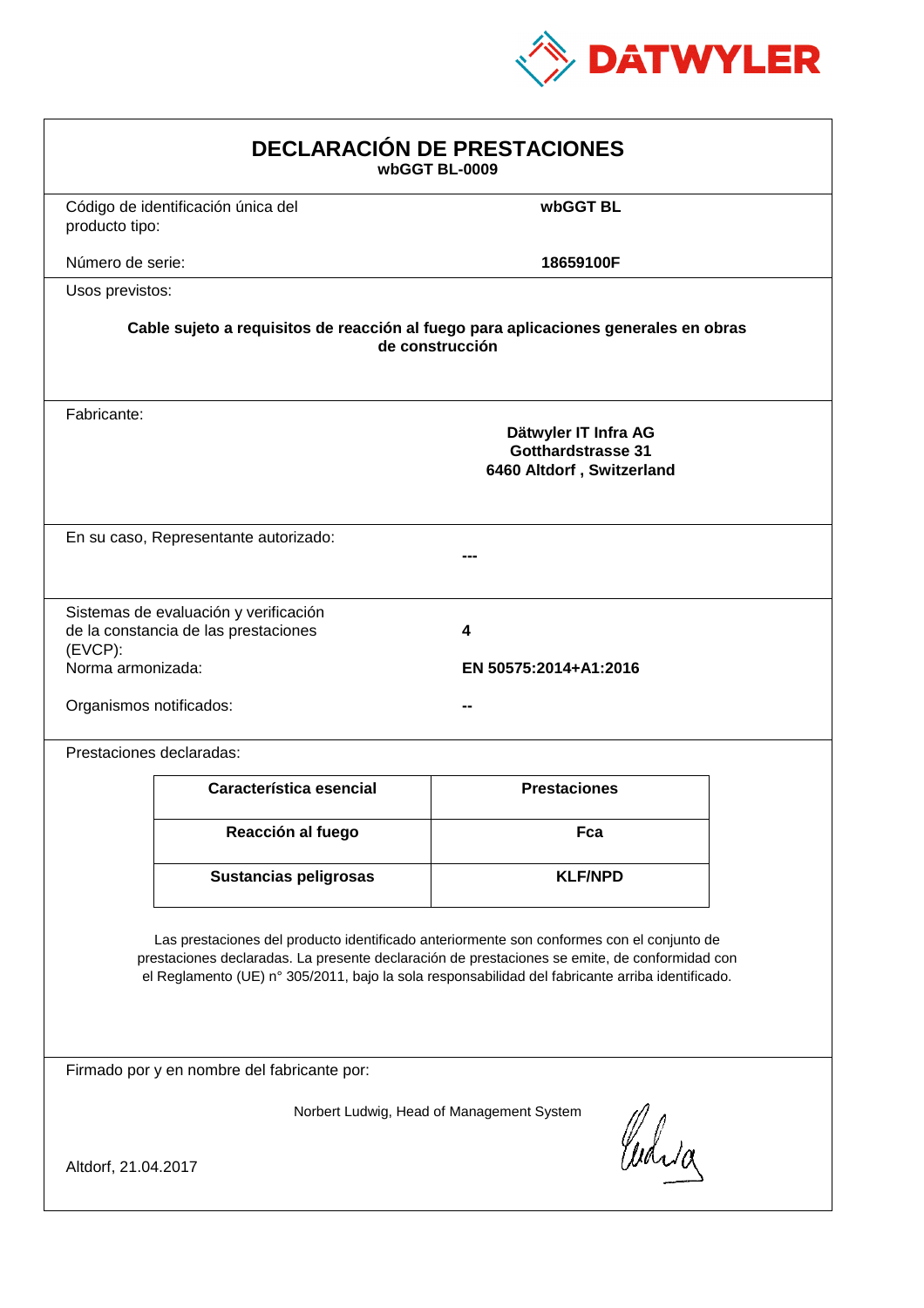DATWYLER

# DECLARACIÓN DE PRESTACIONES

**wbGGT BL-0009**

Código de identificación única del producto tipo: **wbGGT BL**

Número de serie: **18659100F**

Usos previstos:

**Cable sujeto a requisitos de reacción al fuego para aplicaciones generales en obras de construcción**

Fabricante:

**Dätwyler IT Infra AG**
**Gotthardstrasse 31**
**6460 Altdorf , Switzerland**

En su caso, Representante autorizado: **---**

Sistemas de evaluación y verificación de la constancia de las prestaciones (EVCP): **4**

Norma armonizada: **EN 50575:2014+A1:2016**

Organismos notificados: **--**

Prestaciones declaradas:

| Característica esencial | Prestaciones |
|---|---|
| **Reacción al fuego** | **Fca** |
| **Sustancias peligrosas** | **KLF/NPD** |

Las prestaciones del producto identificado anteriormente son conformes con el conjunto de prestaciones declaradas. La presente declaración de prestaciones se emite, de conformidad con el Reglamento (UE) n° 305/2011, bajo la sola responsabilidad del fabricante arriba identificado.

Firmado por y en nombre del fabricante por:

Norbert Ludwig, Head of Management System

Altdorf, 21.04.2017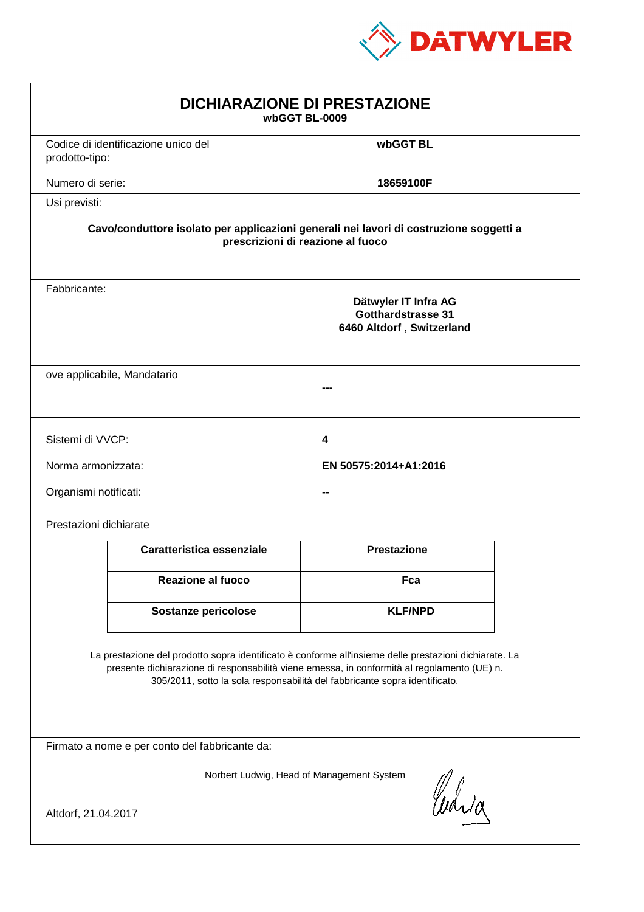DATWYLER

# DICHIARAZIONE DI PRESTAZIONE
**wbGGT BL-0009**

Codice di identificazione unico del prodotto-tipo: **wbGGT BL**

Numero di serie: **18659100F**

Usi previsti:

**Cavo/conduttore isolato per applicazioni generali nei lavori di costruzione soggetti a prescrizioni di reazione al fuoco**

Fabbricante:

**Dätwyler IT Infra AG**
**Gotthardstrasse 31**
**6460 Altdorf , Switzerland**

ove applicabile, Mandatario

**---**

Sistemi di VVCP: **4**

Norma armonizzata: **EN 50575:2014+A1:2016**

Organismi notificati: **--**

Prestazioni dichiarate

| Caratteristica essenziale | Prestazione |
|---|---|
| **Reazione al fuoco** | **Fca** |
| **Sostanze pericolose** | **KLF/NPD** |

La prestazione del prodotto sopra identificato è conforme all'insieme delle prestazioni dichiarate. La presente dichiarazione di responsabilità viene emessa, in conformità al regolamento (UE) n. 305/2011, sotto la sola responsabilità del fabbricante sopra identificato.

Firmato a nome e per conto del fabbricante da:

Norbert Ludwig, Head of Management System

Altdorf, 21.04.2017